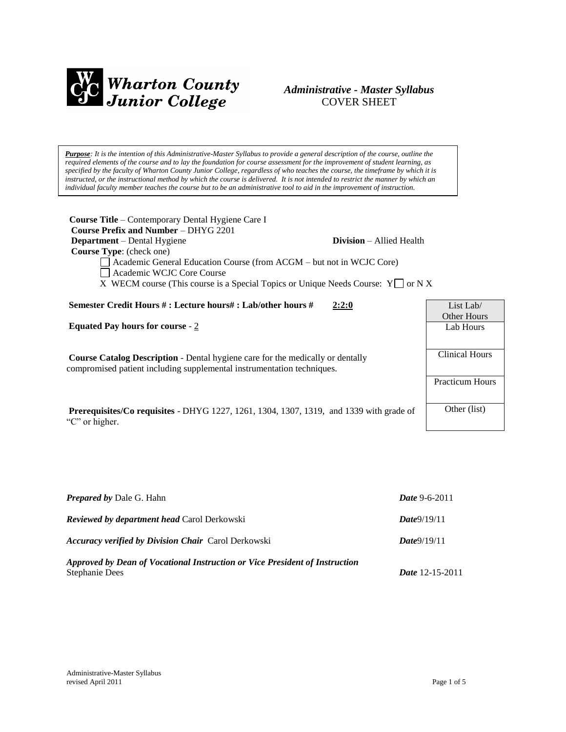**Wharton County Junior College**

*Administrative - Master Syllabus*
COVER SHEET

***Purpose****: It is the intention of this Administrative-Master Syllabus to provide a general description of the course, outline the required elements of the course and to lay the foundation for course assessment for the improvement of student learning, as specified by the faculty of Wharton County Junior College, regardless of who teaches the course, the timeframe by which it is instructed, or the instructional method by which the course is delivered. It is not intended to restrict the manner by which an individual faculty member teaches the course but to be an administrative tool to aid in the improvement of instruction.*

**Course Title** – Contemporary Dental Hygiene Care I
**Course Prefix and Number** – DHYG 2201
**Department** – Dental Hygiene **Division** – Allied Health
**Course Type**: (check one)

- ☐ Academic General Education Course (from ACGM – but not in WCJC Core)
- ☐ Academic WCJC Core Course
- X WECM course (This course is a Special Topics or Unique Needs Course: Y☐ or N X

**Semester Credit Hours # : Lecture hours# : Lab/other hours #** **2:2:0**

**Equated Pay hours for course** - 2

**Course Catalog Description** - Dental hygiene care for the medically or dentally compromised patient including supplemental instrumentation techniques.

**Prerequisites/Co requisites** - DHYG 1227, 1261, 1304, 1307, 1319, and 1339 with grade of "C" or higher.

| List Lab/ Other Hours |
|---|
| Lab Hours |
| Clinical Hours |
| Practicum Hours |
| Other (list) |

***Prepared by*** Dale G. Hahn ***Date*** 9-6-2011

***Reviewed by department head*** Carol Derkowski ***Date***9/19/11

***Accuracy verified by Division Chair*** Carol Derkowski ***Date***9/19/11

***Approved by Dean of Vocational Instruction or Vice President of Instruction***
Stephanie Dees ***Date*** 12-15-2011

Administrative-Master Syllabus
revised April 2011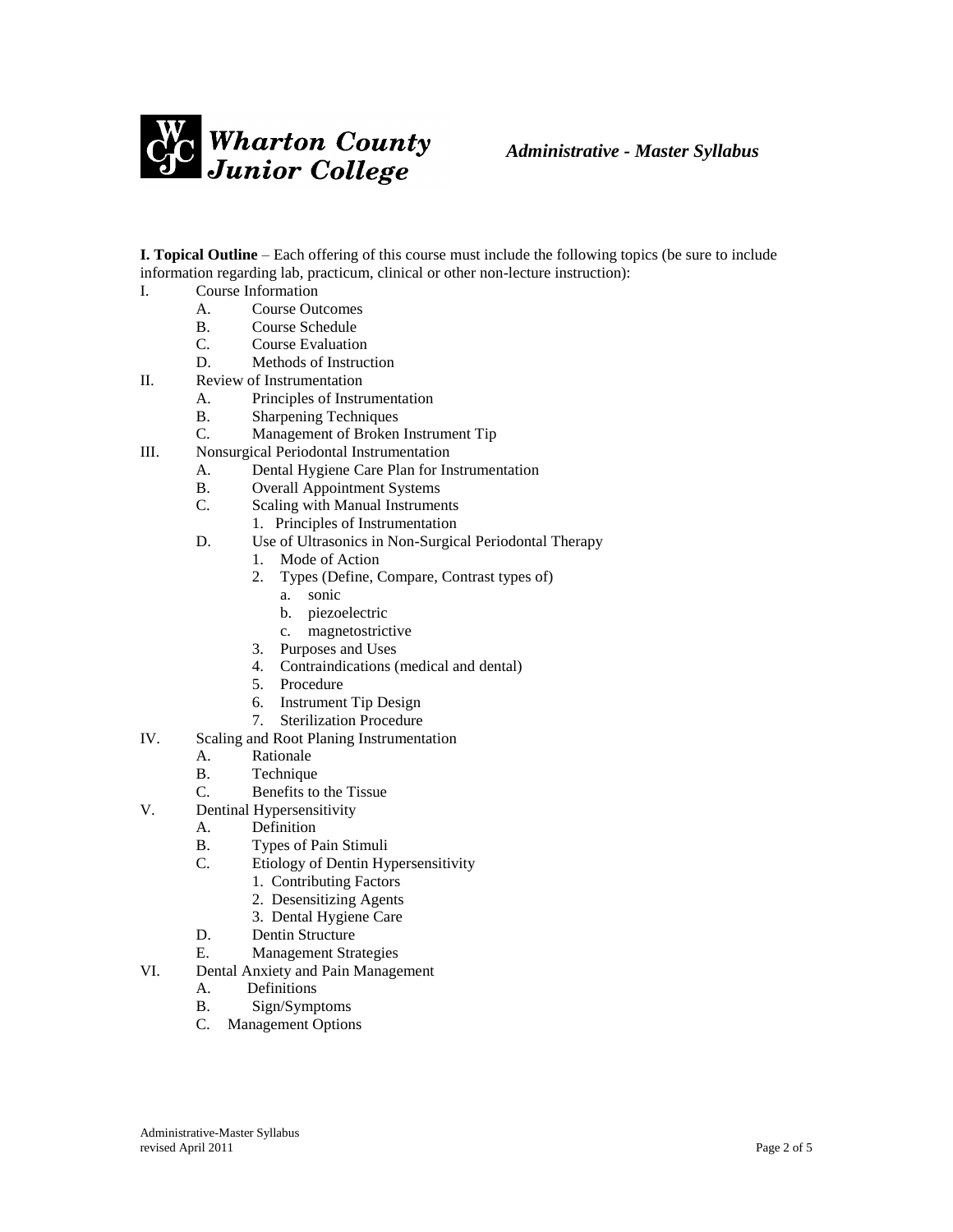**I. Topical Outline** – Each offering of this course must include the following topics (be sure to include information regarding lab, practicum, clinical or other non-lecture instruction):

I. Course Information
   - A. Course Outcomes
   - B. Course Schedule
   - C. Course Evaluation
   - D. Methods of Instruction

II. Review of Instrumentation
   - A. Principles of Instrumentation
   - B. Sharpening Techniques
   - C. Management of Broken Instrument Tip

III. Nonsurgical Periodontal Instrumentation
   - A. Dental Hygiene Care Plan for Instrumentation
   - B. Overall Appointment Systems
   - C. Scaling with Manual Instruments
     1. Principles of Instrumentation
   - D. Use of Ultrasonics in Non-Surgical Periodontal Therapy
     1. Mode of Action
     2. Types (Define, Compare, Contrast types of)
        - a. sonic
        - b. piezoelectric
        - c. magnetostrictive
     3. Purposes and Uses
     4. Contraindications (medical and dental)
     5. Procedure
     6. Instrument Tip Design
     7. Sterilization Procedure

IV. Scaling and Root Planing Instrumentation
   - A. Rationale
   - B. Technique
   - C. Benefits to the Tissue

V. Dentinal Hypersensitivity
   - A. Definition
   - B. Types of Pain Stimuli
   - C. Etiology of Dentin Hypersensitivity
     1. Contributing Factors
     2. Desensitizing Agents
     3. Dental Hygiene Care
   - D. Dentin Structure
   - E. Management Strategies

VI. Dental Anxiety and Pain Management
   - A. Definitions
   - B. Sign/Symptoms
   - C. Management Options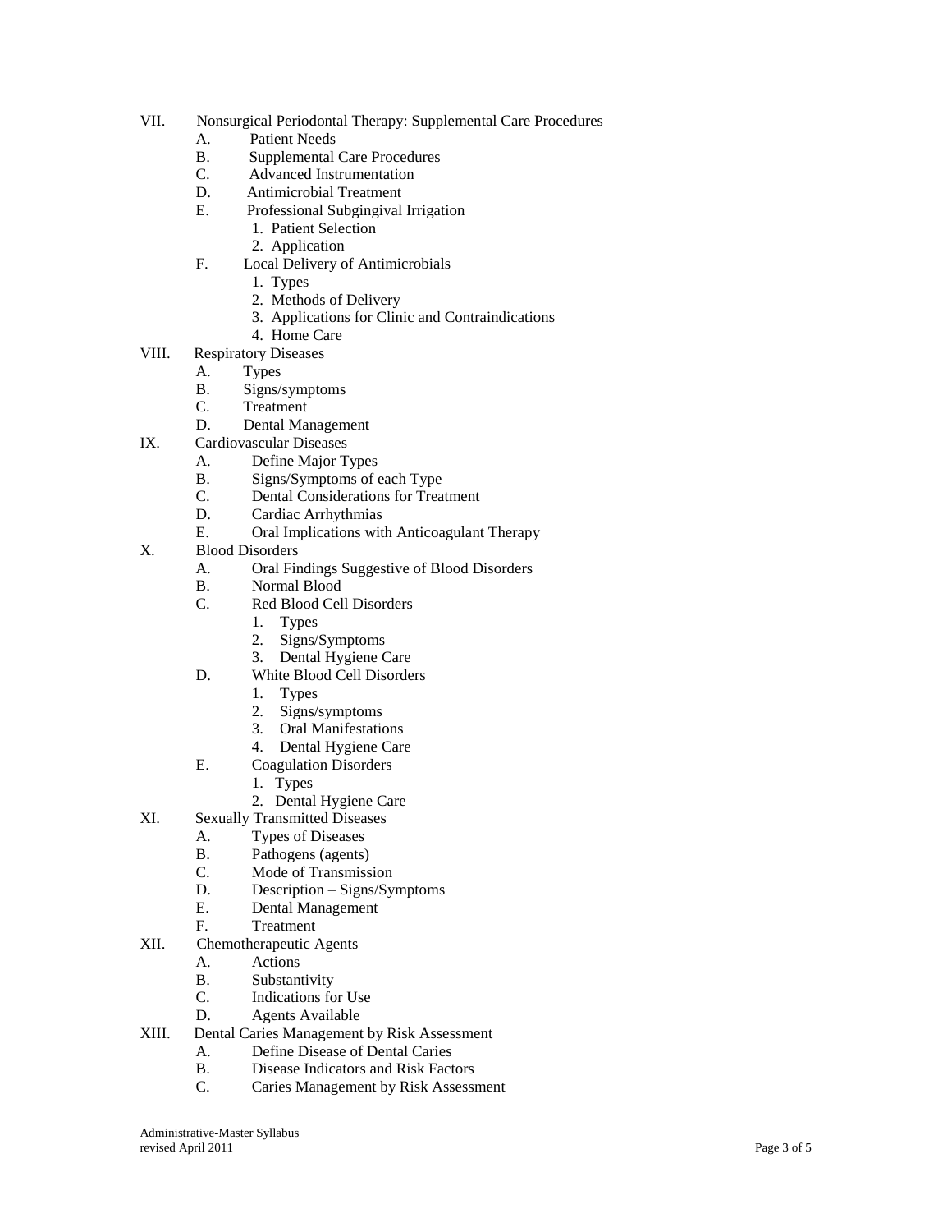VII. Nonsurgical Periodontal Therapy: Supplemental Care Procedures
   A. Patient Needs
   B. Supplemental Care Procedures
   C. Advanced Instrumentation
   D. Antimicrobial Treatment
   E. Professional Subgingival Irrigation
      1. Patient Selection
      2. Application
   F. Local Delivery of Antimicrobials
      1. Types
      2. Methods of Delivery
      3. Applications for Clinic and Contraindications
      4. Home Care

VIII. Respiratory Diseases
   A. Types
   B. Signs/symptoms
   C. Treatment
   D. Dental Management

IX. Cardiovascular Diseases
   A. Define Major Types
   B. Signs/Symptoms of each Type
   C. Dental Considerations for Treatment
   D. Cardiac Arrhythmias
   E. Oral Implications with Anticoagulant Therapy

X. Blood Disorders
   A. Oral Findings Suggestive of Blood Disorders
   B. Normal Blood
   C. Red Blood Cell Disorders
      1. Types
      2. Signs/Symptoms
      3. Dental Hygiene Care
   D. White Blood Cell Disorders
      1. Types
      2. Signs/symptoms
      3. Oral Manifestations
      4. Dental Hygiene Care
   E. Coagulation Disorders
      1. Types
      2. Dental Hygiene Care

XI. Sexually Transmitted Diseases
   A. Types of Diseases
   B. Pathogens (agents)
   C. Mode of Transmission
   D. Description – Signs/Symptoms
   E. Dental Management
   F. Treatment

XII. Chemotherapeutic Agents
   A. Actions
   B. Substantivity
   C. Indications for Use
   D. Agents Available

XIII. Dental Caries Management by Risk Assessment
   A. Define Disease of Dental Caries
   B. Disease Indicators and Risk Factors
   C. Caries Management by Risk Assessment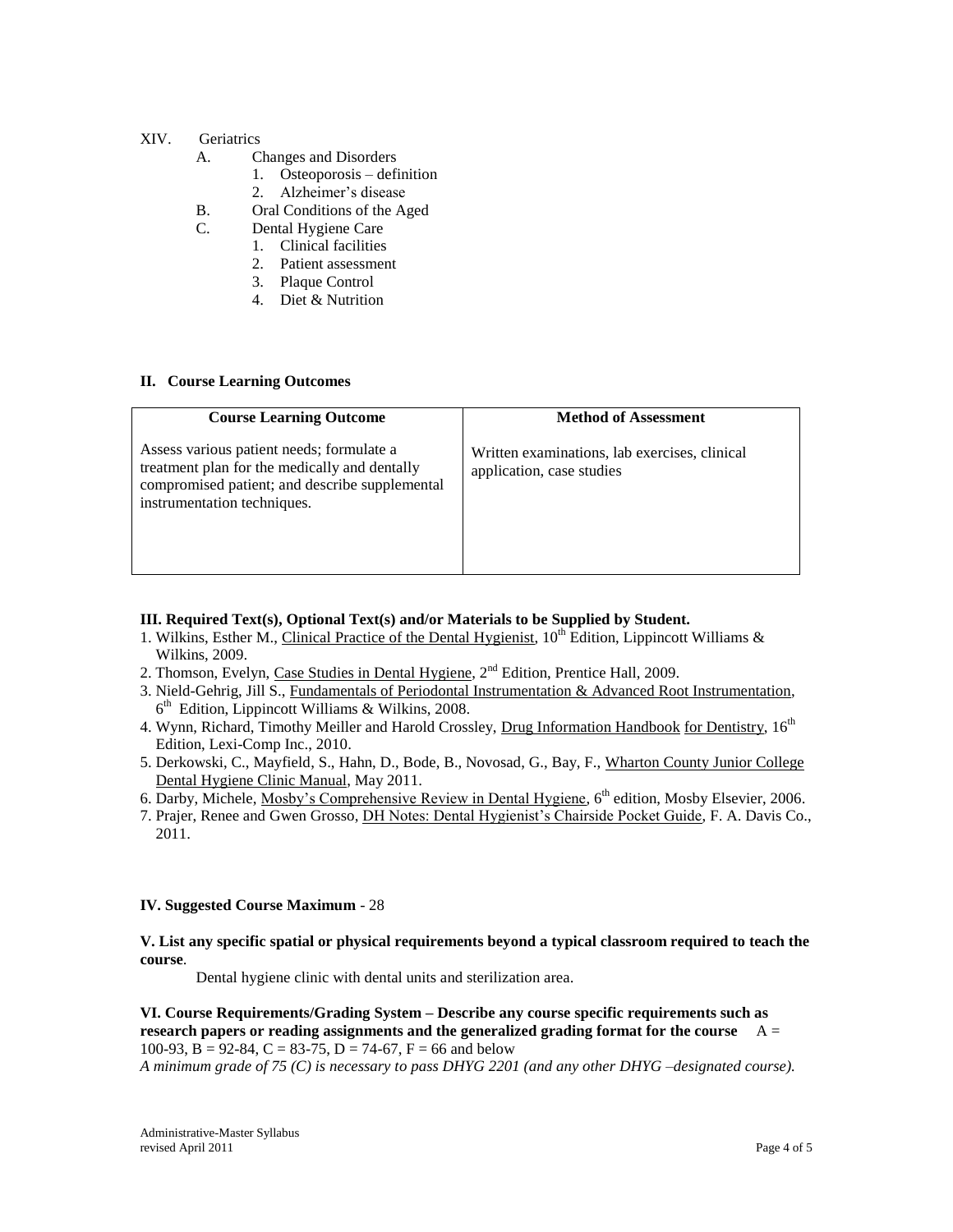XIV. Geriatrics

   A. Changes and Disorders
      1. Osteoporosis – definition
      2. Alzheimer's disease
   B. Oral Conditions of the Aged
   C. Dental Hygiene Care
      1. Clinical facilities
      2. Patient assessment
      3. Plaque Control
      4. Diet & Nutrition

**II. Course Learning Outcomes**

| Course Learning Outcome | Method of Assessment |
|---|---|
| Assess various patient needs; formulate a treatment plan for the medically and dentally compromised patient; and describe supplemental instrumentation techniques. | Written examinations, lab exercises, clinical application, case studies |

**III. Required Text(s), Optional Text(s) and/or Materials to be Supplied by Student.**

1. Wilkins, Esther M., Clinical Practice of the Dental Hygienist, 10th Edition, Lippincott Williams & Wilkins, 2009.
2. Thomson, Evelyn, Case Studies in Dental Hygiene, 2nd Edition, Prentice Hall, 2009.
3. Nield-Gehrig, Jill S., Fundamentals of Periodontal Instrumentation & Advanced Root Instrumentation, 6th Edition, Lippincott Williams & Wilkins, 2008.
4. Wynn, Richard, Timothy Meiller and Harold Crossley, Drug Information Handbook for Dentistry, 16th Edition, Lexi-Comp Inc., 2010.
5. Derkowski, C., Mayfield, S., Hahn, D., Bode, B., Novosad, G., Bay, F., Wharton County Junior College Dental Hygiene Clinic Manual, May 2011.
6. Darby, Michele, Mosby's Comprehensive Review in Dental Hygiene, 6th edition, Mosby Elsevier, 2006.
7. Prajer, Renee and Gwen Grosso, DH Notes: Dental Hygienist's Chairside Pocket Guide, F. A. Davis Co., 2011.

**IV. Suggested Course Maximum** - 28

**V. List any specific spatial or physical requirements beyond a typical classroom required to teach the course**.

Dental hygiene clinic with dental units and sterilization area.

**VI. Course Requirements/Grading System – Describe any course specific requirements such as research papers or reading assignments and the generalized grading format for the course** A = 100-93, B = 92-84, C = 83-75, D = 74-67, F = 66 and below

*A minimum grade of 75 (C) is necessary to pass DHYG 2201 (and any other DHYG –designated course).*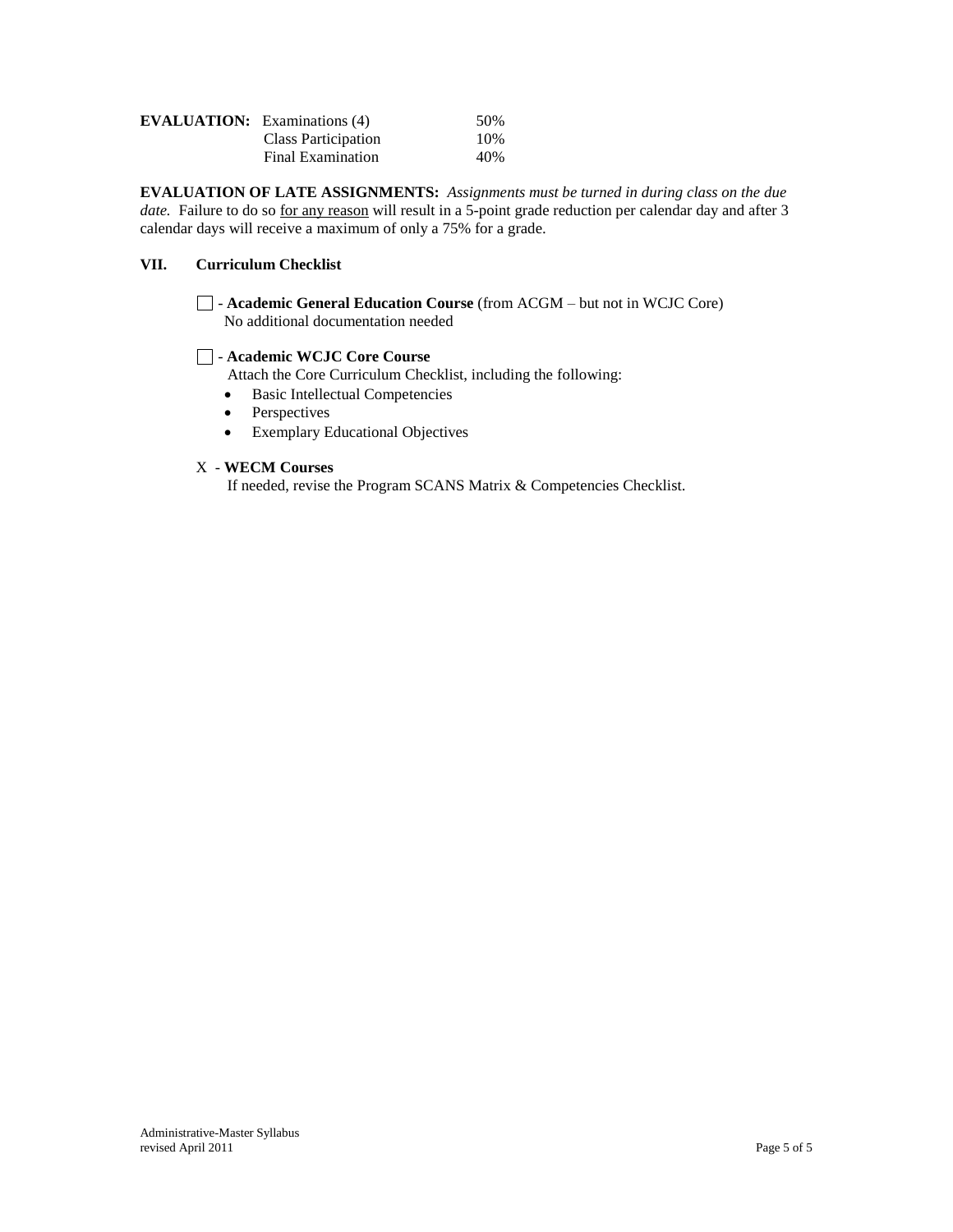**EVALUATION:**

| | | |
|---|---|---|
| | Examinations (4) | 50% |
| | Class Participation | 10% |
| | Final Examination | 40% |

**EVALUATION OF LATE ASSIGNMENTS:** *Assignments must be turned in during class on the due date.* Failure to do so for any reason will result in a 5-point grade reduction per calendar day and after 3 calendar days will receive a maximum of only a 75% for a grade.

**VII. Curriculum Checklist**

☐ - **Academic General Education Course** (from ACGM – but not in WCJC Core)
No additional documentation needed

☐ - **Academic WCJC Core Course**
Attach the Core Curriculum Checklist, including the following:

- Basic Intellectual Competencies
- Perspectives
- Exemplary Educational Objectives

X - **WECM Courses**
If needed, revise the Program SCANS Matrix & Competencies Checklist.